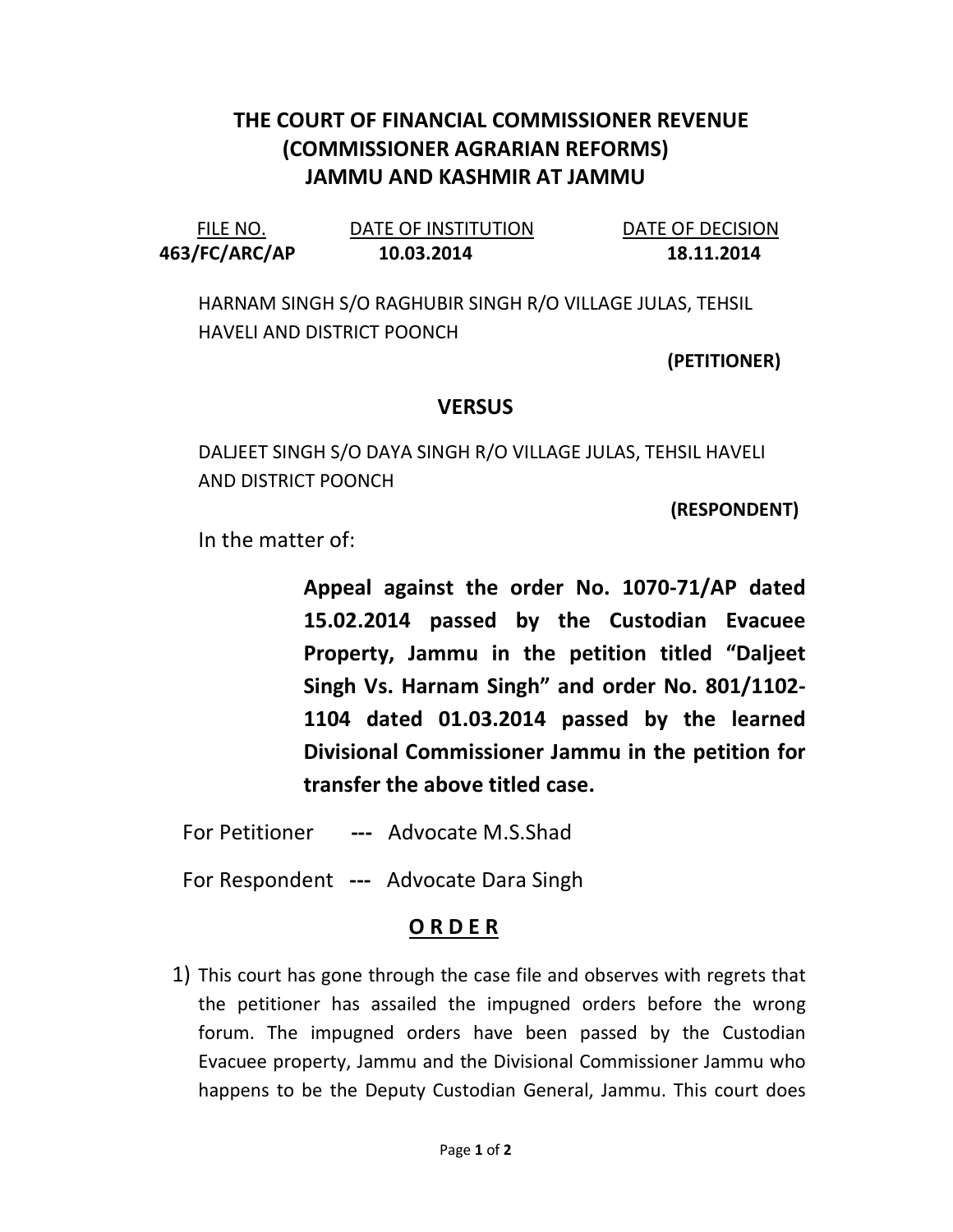# THE COURT OF FINANCIAL COMMISSIONER REVENUE (COMMISSIONER AGRARIAN REFORMS) JAMMU AND KASHMIR AT JAMMU

| FILE NO. | DATE OF INSTITUTION | DATE OF DECISION |
| --- | --- | --- |
| **463/FC/ARC/AP** | **10.03.2014** | **18.11.2014** |

HARNAM SINGH S/O RAGHUBIR SINGH R/O VILLAGE JULAS, TEHSIL HAVELI AND DISTRICT POONCH

**(PETITIONER)**

## VERSUS

DALJEET SINGH S/O DAYA SINGH R/O VILLAGE JULAS, TEHSIL HAVELI AND DISTRICT POONCH

**(RESPONDENT)**

In the matter of:

**Appeal against the order No. 1070-71/AP dated 15.02.2014 passed by the Custodian Evacuee Property, Jammu in the petition titled "Daljeet Singh Vs. Harnam Singh" and order No. 801/1102-1104 dated 01.03.2014 passed by the learned Divisional Commissioner Jammu in the petition for transfer the above titled case.**

For Petitioner **---** Advocate M.S.Shad

For Respondent **---** Advocate Dara Singh

## O R D E R

1) This court has gone through the case file and observes with regrets that the petitioner has assailed the impugned orders before the wrong forum. The impugned orders have been passed by the Custodian Evacuee property, Jammu and the Divisional Commissioner Jammu who happens to be the Deputy Custodian General, Jammu. This court does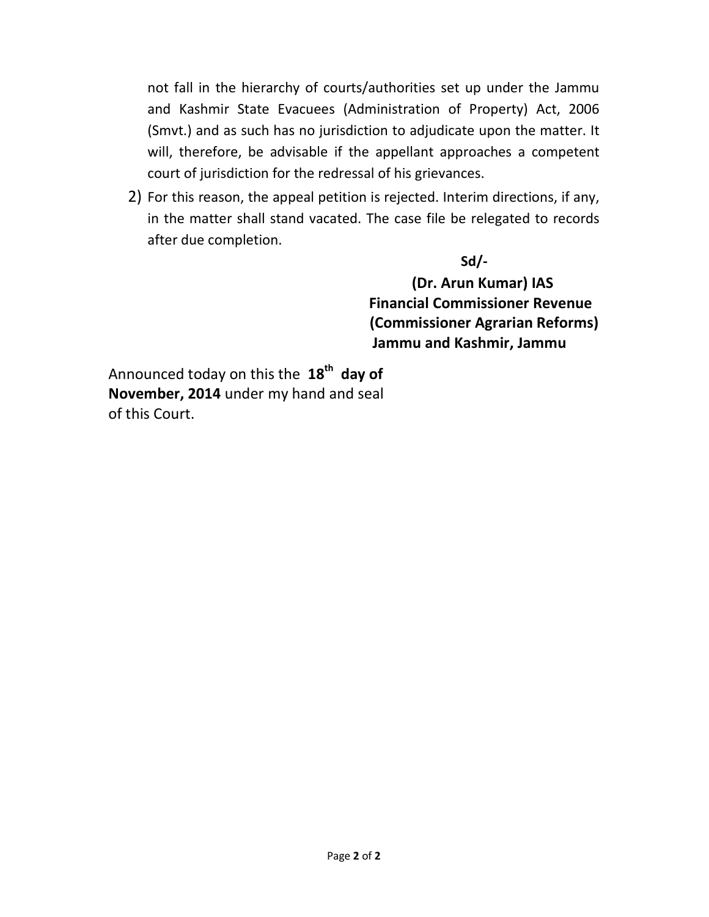not fall in the hierarchy of courts/authorities set up under the Jammu and Kashmir State Evacuees (Administration of Property) Act, 2006 (Smvt.) and as such has no jurisdiction to adjudicate upon the matter. It will, therefore, be advisable if the appellant approaches a competent court of jurisdiction for the redressal of his grievances.

2) For this reason, the appeal petition is rejected. Interim directions, if any, in the matter shall stand vacated. The case file be relegated to records after due completion.

**Sd/-**

**(Dr. Arun Kumar) IAS**
**Financial Commissioner Revenue**
**(Commissioner Agrarian Reforms)**
**Jammu and Kashmir, Jammu**

Announced today on this the **18th day of November, 2014** under my hand and seal of this Court.